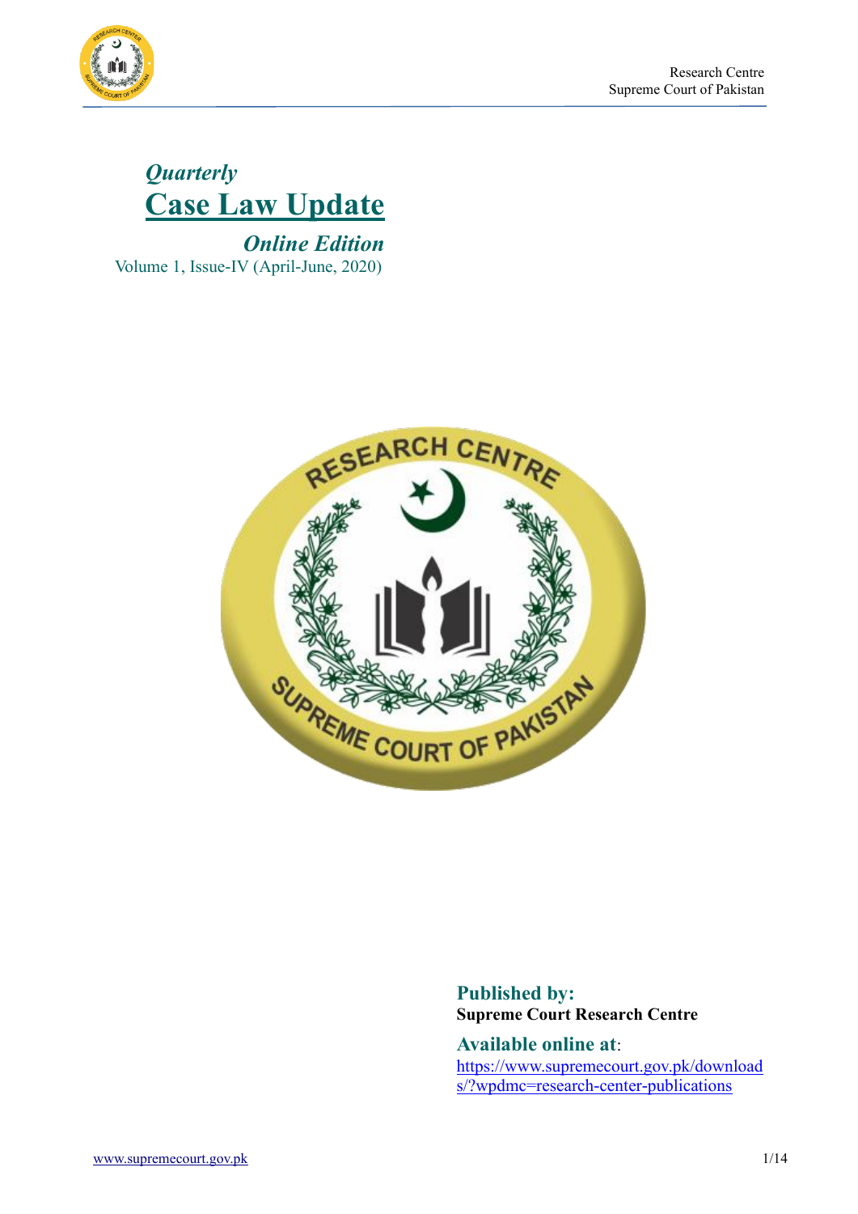*Quarterly*

# Case Law Update

***Online Edition***

Volume 1, Issue-IV (April-June, 2020)

**Published by:**
**Supreme Court Research Centre**

**Available online at**:
https://www.supremecourt.gov.pk/downloads/?wpdmc=research-center-publications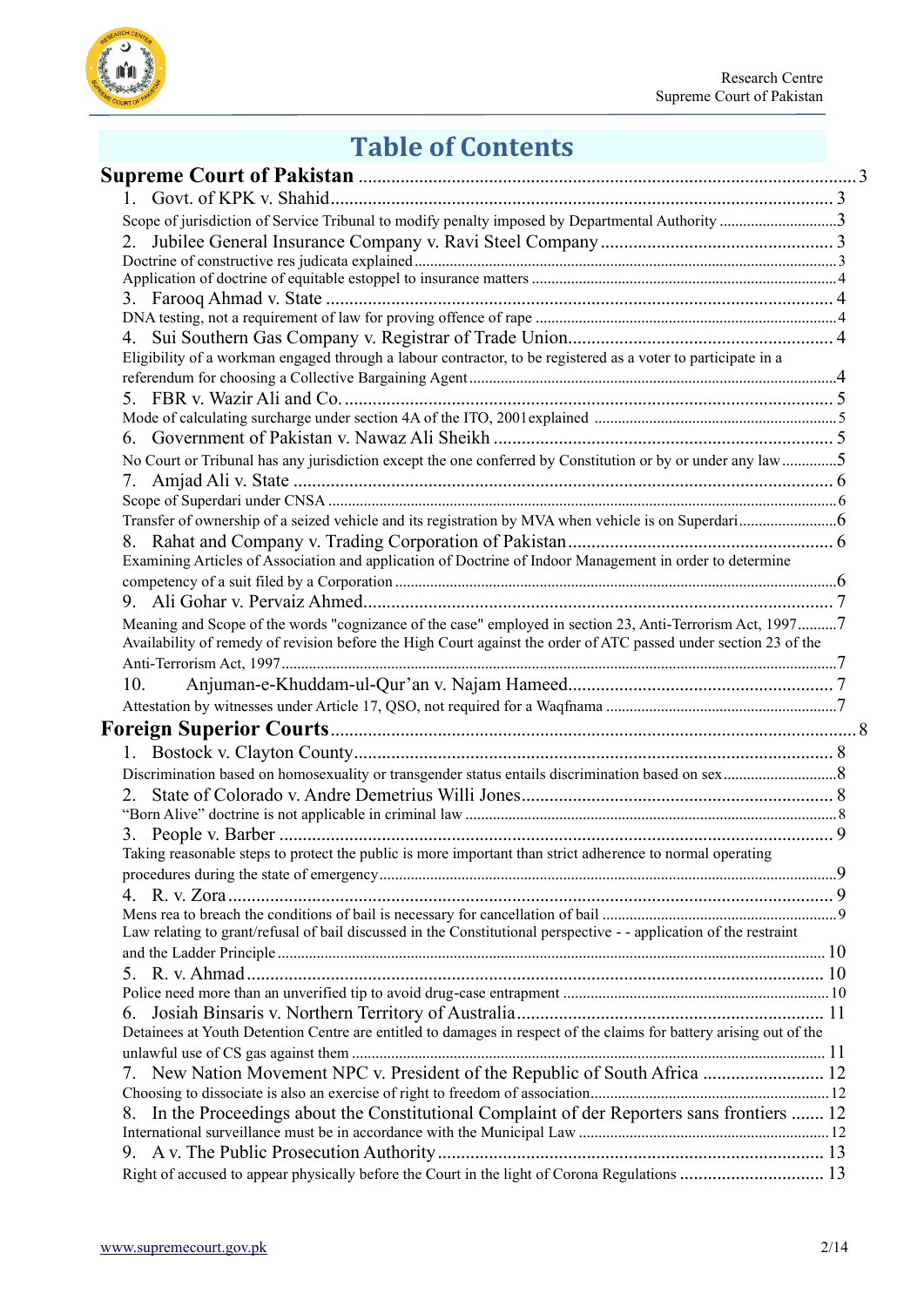# Table of Contents

**Supreme Court of Pakistan** ..... 3

1. Govt. of KPK v. Shahid ..... 3
   Scope of jurisdiction of Service Tribunal to modify penalty imposed by Departmental Authority ..... 3
2. Jubilee General Insurance Company v. Ravi Steel Company ..... 3
   Doctrine of constructive res judicata explained ..... 3
   Application of doctrine of equitable estoppel to insurance matters ..... 4
3. Farooq Ahmad v. State ..... 4
   DNA testing, not a requirement of law for proving offence of rape ..... 4
4. Sui Southern Gas Company v. Registrar of Trade Union ..... 4
   Eligibility of a workman engaged through a labour contractor, to be registered as a voter to participate in a referendum for choosing a Collective Bargaining Agent ..... 4
5. FBR v. Wazir Ali and Co. ..... 5
   Mode of calculating surcharge under section 4A of the ITO, 2001explained ..... 5
6. Government of Pakistan v. Nawaz Ali Sheikh ..... 5
   No Court or Tribunal has any jurisdiction except the one conferred by Constitution or by or under any law ..... 5
7. Amjad Ali v. State ..... 6
   Scope of Superdari under CNSA ..... 6
   Transfer of ownership of a seized vehicle and its registration by MVA when vehicle is on Superdari ..... 6
8. Rahat and Company v. Trading Corporation of Pakistan ..... 6
   Examining Articles of Association and application of Doctrine of Indoor Management in order to determine competency of a suit filed by a Corporation ..... 6
9. Ali Gohar v. Pervaiz Ahmed ..... 7
   Meaning and Scope of the words "cognizance of the case" employed in section 23, Anti-Terrorism Act, 1997 ..... 7
   Availability of remedy of revision before the High Court against the order of ATC passed under section 23 of the Anti-Terrorism Act, 1997 ..... 7
10. Anjuman-e-Khuddam-ul-Qur'an v. Najam Hameed ..... 7
   Attestation by witnesses under Article 17, QSO, not required for a Waqfnama ..... 7

**Foreign Superior Courts** ..... 8

1. Bostock v. Clayton County ..... 8
   Discrimination based on homosexuality or transgender status entails discrimination based on sex ..... 8
2. State of Colorado v. Andre Demetrius Willi Jones ..... 8
   "Born Alive" doctrine is not applicable in criminal law ..... 8
3. People v. Barber ..... 9
   Taking reasonable steps to protect the public is more important than strict adherence to normal operating procedures during the state of emergency ..... 9
4. R. v. Zora ..... 9
   Mens rea to breach the conditions of bail is necessary for cancellation of bail ..... 9
   Law relating to grant/refusal of bail discussed in the Constitutional perspective - - application of the restraint and the Ladder Principle ..... 10
5. R. v. Ahmad ..... 10
   Police need more than an unverified tip to avoid drug-case entrapment ..... 10
6. Josiah Binsaris v. Northern Territory of Australia ..... 11
   Detainees at Youth Detention Centre are entitled to damages in respect of the claims for battery arising out of the unlawful use of CS gas against them ..... 11
7. New Nation Movement NPC v. President of the Republic of South Africa ..... 12
   Choosing to dissociate is also an exercise of right to freedom of association ..... 12
8. In the Proceedings about the Constitutional Complaint of der Reporters sans frontiers ..... 12
   International surveillance must be in accordance with the Municipal Law ..... 12
9. A v. The Public Prosecution Authority ..... 13
   Right of accused to appear physically before the Court in the light of Corona Regulations ..... 13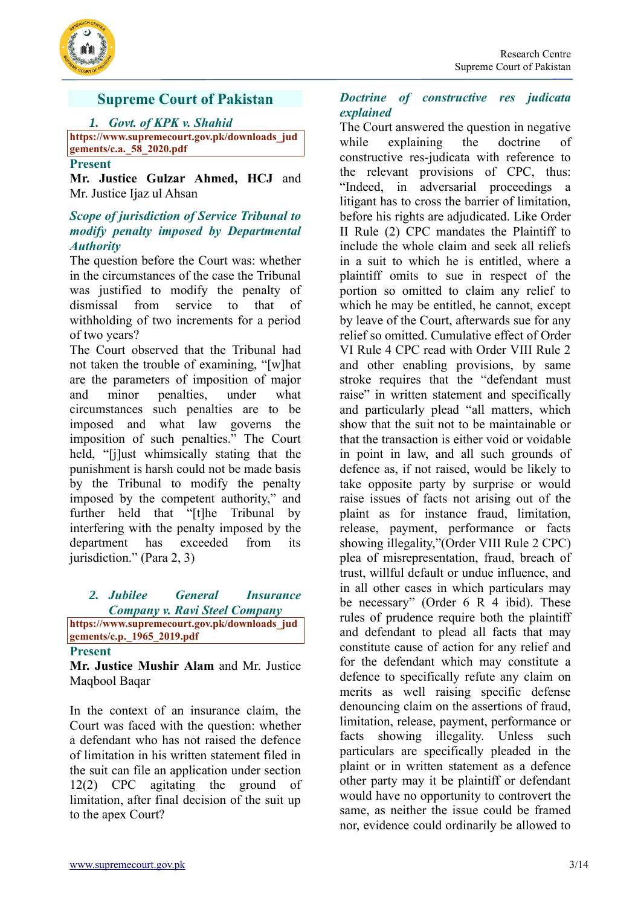## Supreme Court of Pakistan

### 1. *Govt. of KPK v. Shahid*

https://www.supremecourt.gov.pk/downloads_judgements/c.a._58_2020.pdf

**Present**

**Mr. Justice Gulzar Ahmed, HCJ** and Mr. Justice Ijaz ul Ahsan

#### *Scope of jurisdiction of Service Tribunal to modify penalty imposed by Departmental Authority*

The question before the Court was: whether in the circumstances of the case the Tribunal was justified to modify the penalty of dismissal from service to that of withholding of two increments for a period of two years?

The Court observed that the Tribunal had not taken the trouble of examining, "[w]hat are the parameters of imposition of major and minor penalties, under what circumstances such penalties are to be imposed and what law governs the imposition of such penalties." The Court held, "[j]ust whimsically stating that the punishment is harsh could not be made basis by the Tribunal to modify the penalty imposed by the competent authority," and further held that "[t]he Tribunal by interfering with the penalty imposed by the department has exceeded from its jurisdiction." (Para 2, 3)

### 2. *Jubilee General Insurance Company v. Ravi Steel Company*

https://www.supremecourt.gov.pk/downloads_judgements/c.p._1965_2019.pdf

**Present**

**Mr. Justice Mushir Alam** and Mr. Justice Maqbool Baqar

In the context of an insurance claim, the Court was faced with the question: whether a defendant who has not raised the defence of limitation in his written statement filed in the suit can file an application under section 12(2) CPC agitating the ground of limitation, after final decision of the suit up to the apex Court?

#### *Doctrine of constructive res judicata explained*

The Court answered the question in negative while explaining the doctrine of constructive res-judicata with reference to the relevant provisions of CPC, thus: "Indeed, in adversarial proceedings a litigant has to cross the barrier of limitation, before his rights are adjudicated. Like Order II Rule (2) CPC mandates the Plaintiff to include the whole claim and seek all reliefs in a suit to which he is entitled, where a plaintiff omits to sue in respect of the portion so omitted to claim any relief to which he may be entitled, he cannot, except by leave of the Court, afterwards sue for any relief so omitted. Cumulative effect of Order VI Rule 4 CPC read with Order VIII Rule 2 and other enabling provisions, by same stroke requires that the "defendant must raise" in written statement and specifically and particularly plead "all matters, which show that the suit not to be maintainable or that the transaction is either void or voidable in point in law, and all such grounds of defence as, if not raised, would be likely to take opposite party by surprise or would raise issues of facts not arising out of the plaint as for instance fraud, limitation, release, payment, performance or facts showing illegality,"(Order VIII Rule 2 CPC) plea of misrepresentation, fraud, breach of trust, willful default or undue influence, and in all other cases in which particulars may be necessary" (Order 6 R 4 ibid). These rules of prudence require both the plaintiff and defendant to plead all facts that may constitute cause of action for any relief and for the defendant which may constitute a defence to specifically refute any claim on merits as well raising specific defense denouncing claim on the assertions of fraud, limitation, release, payment, performance or facts showing illegality. Unless such particulars are specifically pleaded in the plaint or in written statement as a defence other party may it be plaintiff or defendant would have no opportunity to controvert the same, as neither the issue could be framed nor, evidence could ordinarily be allowed to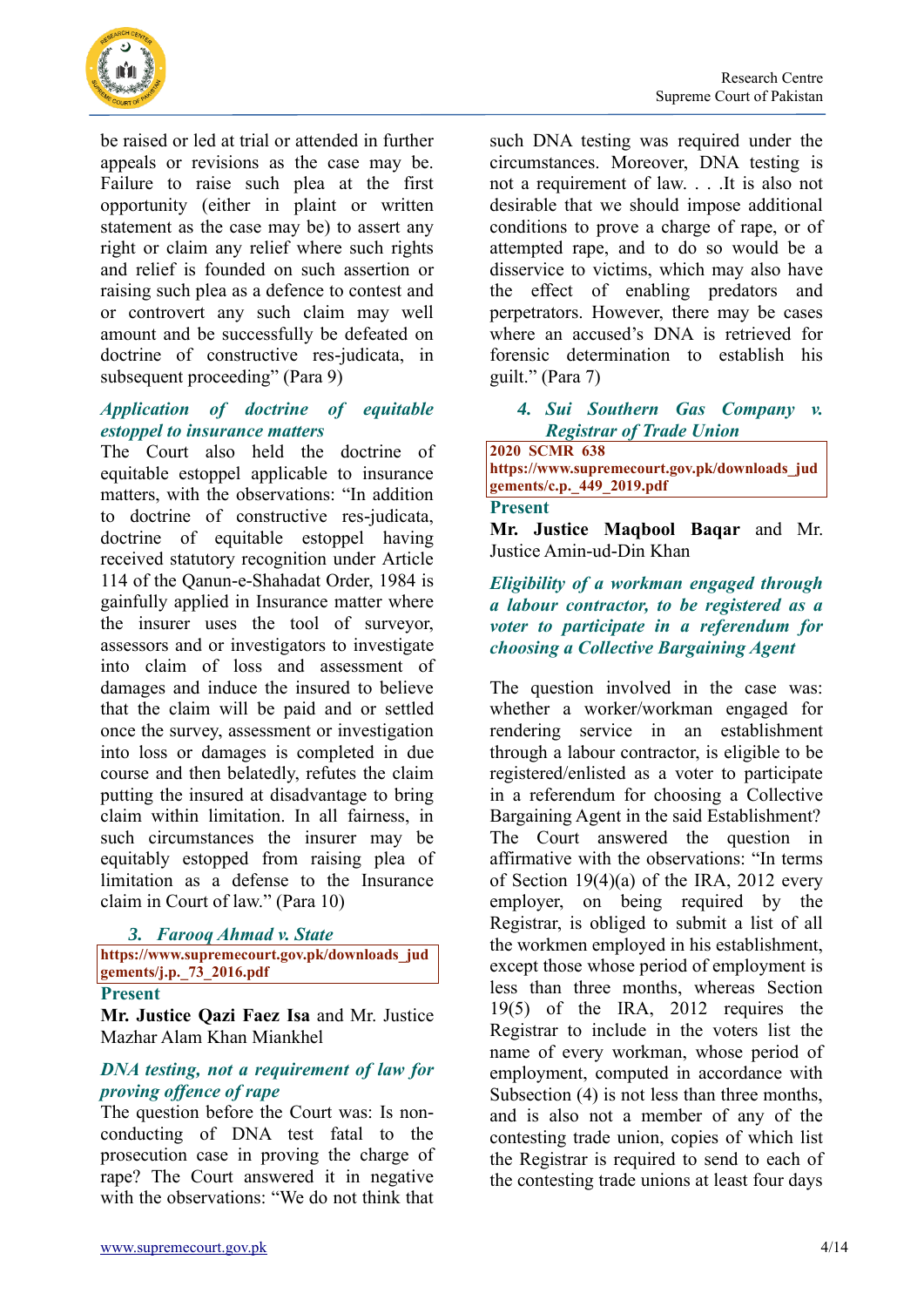be raised or led at trial or attended in further appeals or revisions as the case may be. Failure to raise such plea at the first opportunity (either in plaint or written statement as the case may be) to assert any right or claim any relief where such rights and relief is founded on such assertion or raising such plea as a defence to contest and or controvert any such claim may well amount and be successfully be defeated on doctrine of constructive res-judicata, in subsequent proceeding" (Para 9)

***Application of doctrine of equitable estoppel to insurance matters***

The Court also held the doctrine of equitable estoppel applicable to insurance matters, with the observations: "In addition to doctrine of constructive res-judicata, doctrine of equitable estoppel having received statutory recognition under Article 114 of the Qanun-e-Shahadat Order, 1984 is gainfully applied in Insurance matter where the insurer uses the tool of surveyor, assessors and or investigators to investigate into claim of loss and assessment of damages and induce the insured to believe that the claim will be paid and or settled once the survey, assessment or investigation into loss or damages is completed in due course and then belatedly, refutes the claim putting the insured at disadvantage to bring claim within limitation. In all fairness, in such circumstances the insurer may be equitably estopped from raising plea of limitation as a defense to the Insurance claim in Court of law." (Para 10)

### 3. *Farooq Ahmad v. State*

**https://www.supremecourt.gov.pk/downloads_judgements/j.p._73_2016.pdf**

**Present**

**Mr. Justice Qazi Faez Isa** and Mr. Justice Mazhar Alam Khan Miankhel

***DNA testing, not a requirement of law for proving offence of rape***

The question before the Court was: Is non-conducting of DNA test fatal to the prosecution case in proving the charge of rape? The Court answered it in negative with the observations: "We do not think that such DNA testing was required under the circumstances. Moreover, DNA testing is not a requirement of law. . . .It is also not desirable that we should impose additional conditions to prove a charge of rape, or of attempted rape, and to do so would be a disservice to victims, which may also have the effect of enabling predators and perpetrators. However, there may be cases where an accused's DNA is retrieved for forensic determination to establish his guilt." (Para 7)

### 4. *Sui Southern Gas Company v. Registrar of Trade Union*

**2020 SCMR 638**
**https://www.supremecourt.gov.pk/downloads_judgements/c.p._449_2019.pdf**

**Present**

**Mr. Justice Maqbool Baqar** and Mr. Justice Amin-ud-Din Khan

***Eligibility of a workman engaged through a labour contractor, to be registered as a voter to participate in a referendum for choosing a Collective Bargaining Agent***

The question involved in the case was: whether a worker/workman engaged for rendering service in an establishment through a labour contractor, is eligible to be registered/enlisted as a voter to participate in a referendum for choosing a Collective Bargaining Agent in the said Establishment? The Court answered the question in affirmative with the observations: "In terms of Section 19(4)(a) of the IRA, 2012 every employer, on being required by the Registrar, is obliged to submit a list of all the workmen employed in his establishment, except those whose period of employment is less than three months, whereas Section 19(5) of the IRA, 2012 requires the Registrar to include in the voters list the name of every workman, whose period of employment, computed in accordance with Subsection (4) is not less than three months, and is also not a member of any of the contesting trade union, copies of which list the Registrar is required to send to each of the contesting trade unions at least four days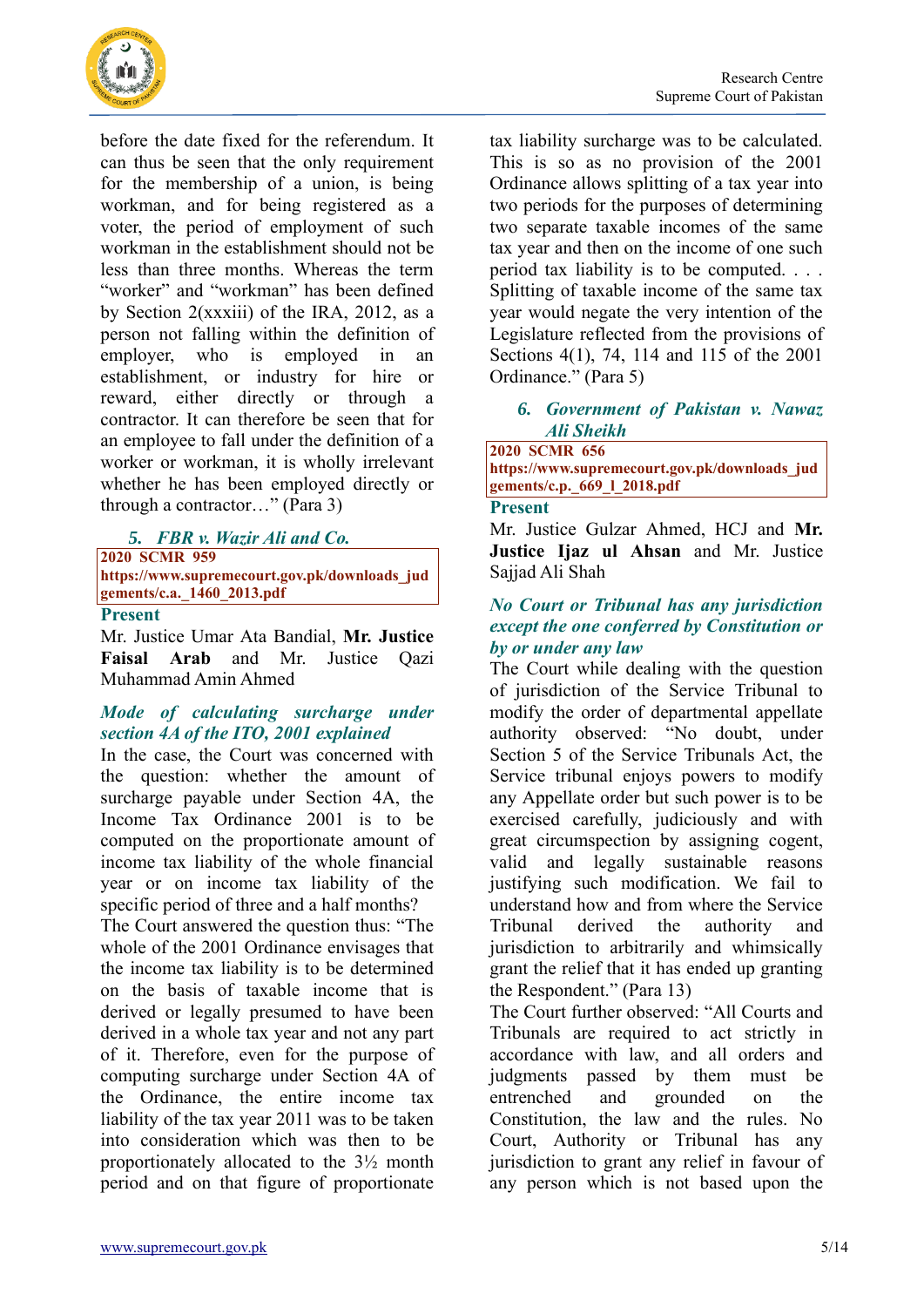before the date fixed for the referendum. It can thus be seen that the only requirement for the membership of a union, is being workman, and for being registered as a voter, the period of employment of such workman in the establishment should not be less than three months. Whereas the term "worker" and "workman" has been defined by Section 2(xxxiii) of the IRA, 2012, as a person not falling within the definition of employer, who is employed in an establishment, or industry for hire or reward, either directly or through a contractor. It can therefore be seen that for an employee to fall under the definition of a worker or workman, it is wholly irrelevant whether he has been employed directly or through a contractor…" (Para 3)

### 5. *FBR v. Wazir Ali and Co.*

**2020 SCMR 959**
**https://www.supremecourt.gov.pk/downloads_judgements/c.a._1460_2013.pdf**

**Present**

Mr. Justice Umar Ata Bandial, **Mr. Justice Faisal Arab** and Mr. Justice Qazi Muhammad Amin Ahmed

***Mode of calculating surcharge under section 4A of the ITO, 2001 explained***

In the case, the Court was concerned with the question: whether the amount of surcharge payable under Section 4A, the Income Tax Ordinance 2001 is to be computed on the proportionate amount of income tax liability of the whole financial year or on income tax liability of the specific period of three and a half months?

The Court answered the question thus: "The whole of the 2001 Ordinance envisages that the income tax liability is to be determined on the basis of taxable income that is derived or legally presumed to have been derived in a whole tax year and not any part of it. Therefore, even for the purpose of computing surcharge under Section 4A of the Ordinance, the entire income tax liability of the tax year 2011 was to be taken into consideration which was then to be proportionately allocated to the 3½ month period and on that figure of proportionate tax liability surcharge was to be calculated. This is so as no provision of the 2001 Ordinance allows splitting of a tax year into two periods for the purposes of determining two separate taxable incomes of the same tax year and then on the income of one such period tax liability is to be computed. . . . Splitting of taxable income of the same tax year would negate the very intention of the Legislature reflected from the provisions of Sections 4(1), 74, 114 and 115 of the 2001 Ordinance." (Para 5)

### 6. *Government of Pakistan v. Nawaz Ali Sheikh*

**2020 SCMR 656**
**https://www.supremecourt.gov.pk/downloads_judgements/c.p._669_l_2018.pdf**

**Present**

Mr. Justice Gulzar Ahmed, HCJ and **Mr. Justice Ijaz ul Ahsan** and Mr. Justice Sajjad Ali Shah

***No Court or Tribunal has any jurisdiction except the one conferred by Constitution or by or under any law***

The Court while dealing with the question of jurisdiction of the Service Tribunal to modify the order of departmental appellate authority observed: "No doubt, under Section 5 of the Service Tribunals Act, the Service tribunal enjoys powers to modify any Appellate order but such power is to be exercised carefully, judiciously and with great circumspection by assigning cogent, valid and legally sustainable reasons justifying such modification. We fail to understand how and from where the Service Tribunal derived the authority and jurisdiction to arbitrarily and whimsically grant the relief that it has ended up granting the Respondent." (Para 13)

The Court further observed: "All Courts and Tribunals are required to act strictly in accordance with law, and all orders and judgments passed by them must be entrenched and grounded on the Constitution, the law and the rules. No Court, Authority or Tribunal has any jurisdiction to grant any relief in favour of any person which is not based upon the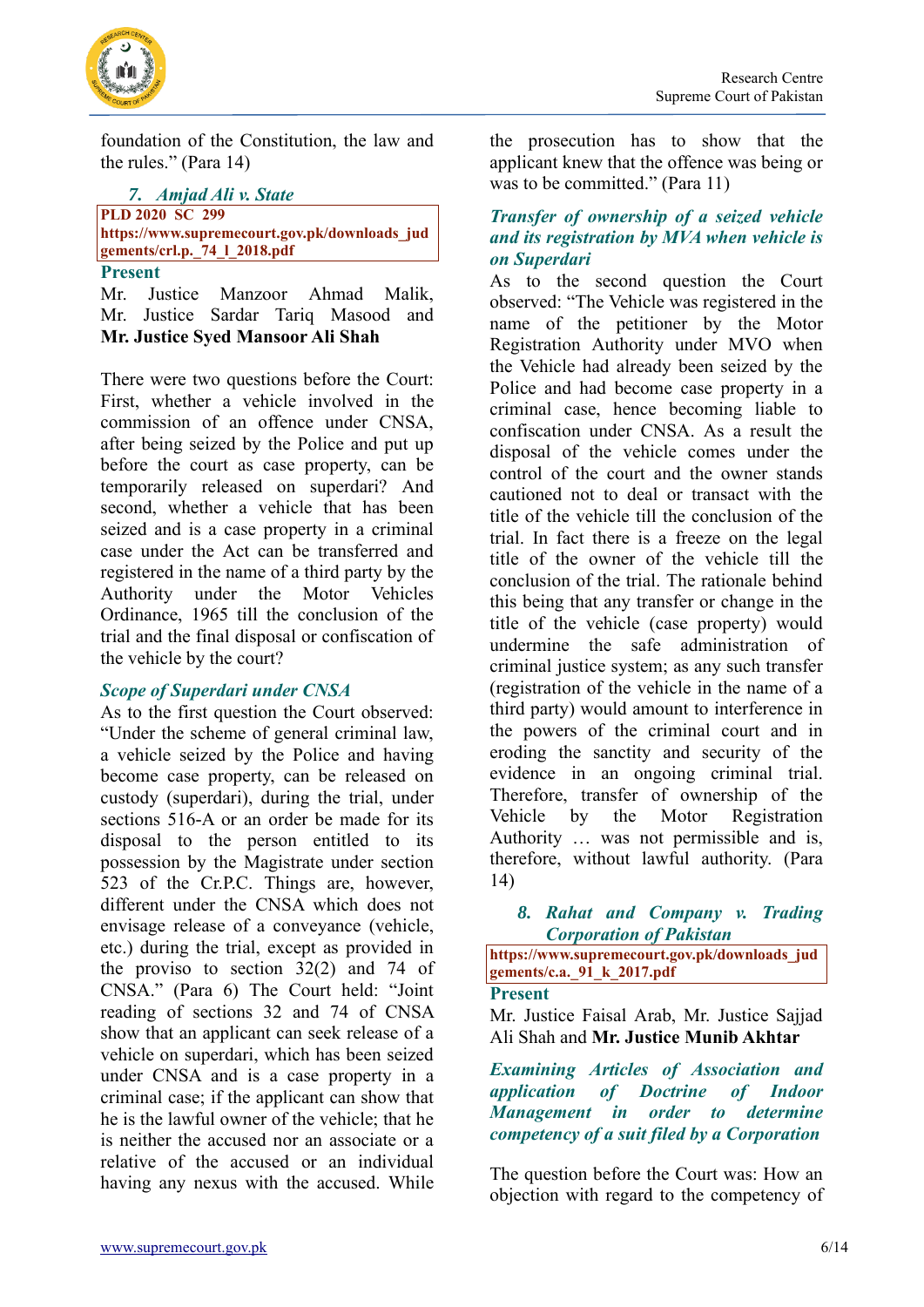foundation of the Constitution, the law and the rules." (Para 14)

### 7. *Amjad Ali v. State*

**PLD 2020 SC 299**
**https://www.supremecourt.gov.pk/downloads_judgements/crl.p._74_l_2018.pdf**

**Present**

Mr. Justice Manzoor Ahmad Malik, Mr. Justice Sardar Tariq Masood and **Mr. Justice Syed Mansoor Ali Shah**

There were two questions before the Court: First, whether a vehicle involved in the commission of an offence under CNSA, after being seized by the Police and put up before the court as case property, can be temporarily released on superdari? And second, whether a vehicle that has been seized and is a case property in a criminal case under the Act can be transferred and registered in the name of a third party by the Authority under the Motor Vehicles Ordinance, 1965 till the conclusion of the trial and the final disposal or confiscation of the vehicle by the court?

***Scope of Superdari under CNSA***

As to the first question the Court observed: "Under the scheme of general criminal law, a vehicle seized by the Police and having become case property, can be released on custody (superdari), during the trial, under sections 516-A or an order be made for its disposal to the person entitled to its possession by the Magistrate under section 523 of the Cr.P.C. Things are, however, different under the CNSA which does not envisage release of a conveyance (vehicle, etc.) during the trial, except as provided in the proviso to section 32(2) and 74 of CNSA." (Para 6) The Court held: "Joint reading of sections 32 and 74 of CNSA show that an applicant can seek release of a vehicle on superdari, which has been seized under CNSA and is a case property in a criminal case; if the applicant can show that he is the lawful owner of the vehicle; that he is neither the accused nor an associate or a relative of the accused or an individual having any nexus with the accused. While the prosecution has to show that the applicant knew that the offence was being or was to be committed." (Para 11)

***Transfer of ownership of a seized vehicle and its registration by MVA when vehicle is on Superdari***

As to the second question the Court observed: "The Vehicle was registered in the name of the petitioner by the Motor Registration Authority under MVO when the Vehicle had already been seized by the Police and had become case property in a criminal case, hence becoming liable to confiscation under CNSA. As a result the disposal of the vehicle comes under the control of the court and the owner stands cautioned not to deal or transact with the title of the vehicle till the conclusion of the trial. In fact there is a freeze on the legal title of the owner of the vehicle till the conclusion of the trial. The rationale behind this being that any transfer or change in the title of the vehicle (case property) would undermine the safe administration of criminal justice system; as any such transfer (registration of the vehicle in the name of a third party) would amount to interference in the powers of the criminal court and in eroding the sanctity and security of the evidence in an ongoing criminal trial. Therefore, transfer of ownership of the Vehicle by the Motor Registration Authority … was not permissible and is, therefore, without lawful authority. (Para 14)

### 8. *Rahat and Company v. Trading Corporation of Pakistan*

**https://www.supremecourt.gov.pk/downloads_judgements/c.a._91_k_2017.pdf**

**Present**

Mr. Justice Faisal Arab, Mr. Justice Sajjad Ali Shah and **Mr. Justice Munib Akhtar**

***Examining Articles of Association and application of Doctrine of Indoor Management in order to determine competency of a suit filed by a Corporation***

The question before the Court was: How an objection with regard to the competency of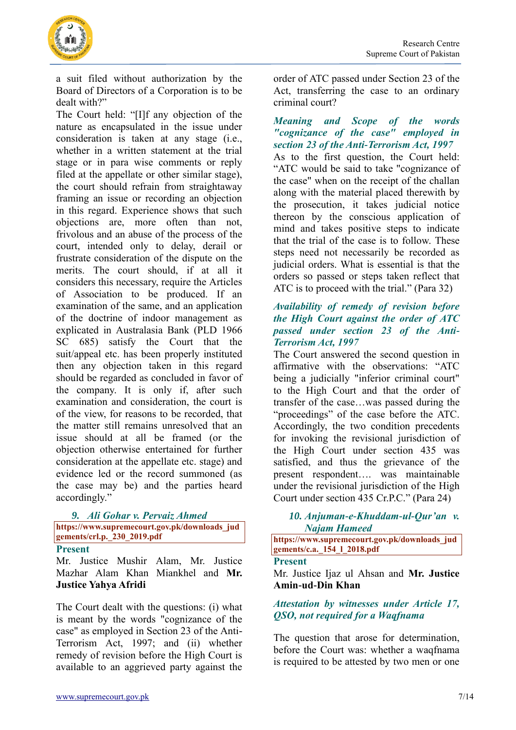a suit filed without authorization by the Board of Directors of a Corporation is to be dealt with?"

The Court held: "[I]f any objection of the nature as encapsulated in the issue under consideration is taken at any stage (i.e., whether in a written statement at the trial stage or in para wise comments or reply filed at the appellate or other similar stage), the court should refrain from straightaway framing an issue or recording an objection in this regard. Experience shows that such objections are, more often than not, frivolous and an abuse of the process of the court, intended only to delay, derail or frustrate consideration of the dispute on the merits. The court should, if at all it considers this necessary, require the Articles of Association to be produced. If an examination of the same, and an application of the doctrine of indoor management as explicated in Australasia Bank (PLD 1966 SC 685) satisfy the Court that the suit/appeal etc. has been properly instituted then any objection taken in this regard should be regarded as concluded in favor of the company. It is only if, after such examination and consideration, the court is of the view, for reasons to be recorded, that the matter still remains unresolved that an issue should at all be framed (or the objection otherwise entertained for further consideration at the appellate etc. stage) and evidence led or the record summoned (as the case may be) and the parties heard accordingly."

### 9. *Ali Gohar v. Pervaiz Ahmed*

**https://www.supremecourt.gov.pk/downloads_judgements/crl.p._230_2019.pdf**

**Present**

Mr. Justice Mushir Alam, Mr. Justice Mazhar Alam Khan Miankhel and **Mr. Justice Yahya Afridi**

The Court dealt with the questions: (i) what is meant by the words "cognizance of the case" as employed in Section 23 of the Anti-Terrorism Act, 1997; and (ii) whether remedy of revision before the High Court is available to an aggrieved party against the order of ATC passed under Section 23 of the Act, transferring the case to an ordinary criminal court?

***Meaning and Scope of the words "cognizance of the case" employed in section 23 of the Anti-Terrorism Act, 1997***

As to the first question, the Court held: "ATC would be said to take "cognizance of the case" when on the receipt of the challan along with the material placed therewith by the prosecution, it takes judicial notice thereon by the conscious application of mind and takes positive steps to indicate that the trial of the case is to follow. These steps need not necessarily be recorded as judicial orders. What is essential is that the orders so passed or steps taken reflect that ATC is to proceed with the trial." (Para 32)

***Availability of remedy of revision before the High Court against the order of ATC passed under section 23 of the Anti-Terrorism Act, 1997***

The Court answered the second question in affirmative with the observations: "ATC being a judicially "inferior criminal court" to the High Court and that the order of transfer of the case…was passed during the "proceedings" of the case before the ATC. Accordingly, the two condition precedents for invoking the revisional jurisdiction of the High Court under section 435 was satisfied, and thus the grievance of the present respondent…. was maintainable under the revisional jurisdiction of the High Court under section 435 Cr.P.C." (Para 24)

### 10. *Anjuman-e-Khuddam-ul-Qur'an v. Najam Hameed*

**https://www.supremecourt.gov.pk/downloads_judgements/c.a._154_l_2018.pdf**

**Present**

Mr. Justice Ijaz ul Ahsan and **Mr. Justice Amin-ud-Din Khan**

***Attestation by witnesses under Article 17, QSO, not required for a Waqfnama***

The question that arose for determination, before the Court was: whether a waqfnama is required to be attested by two men or one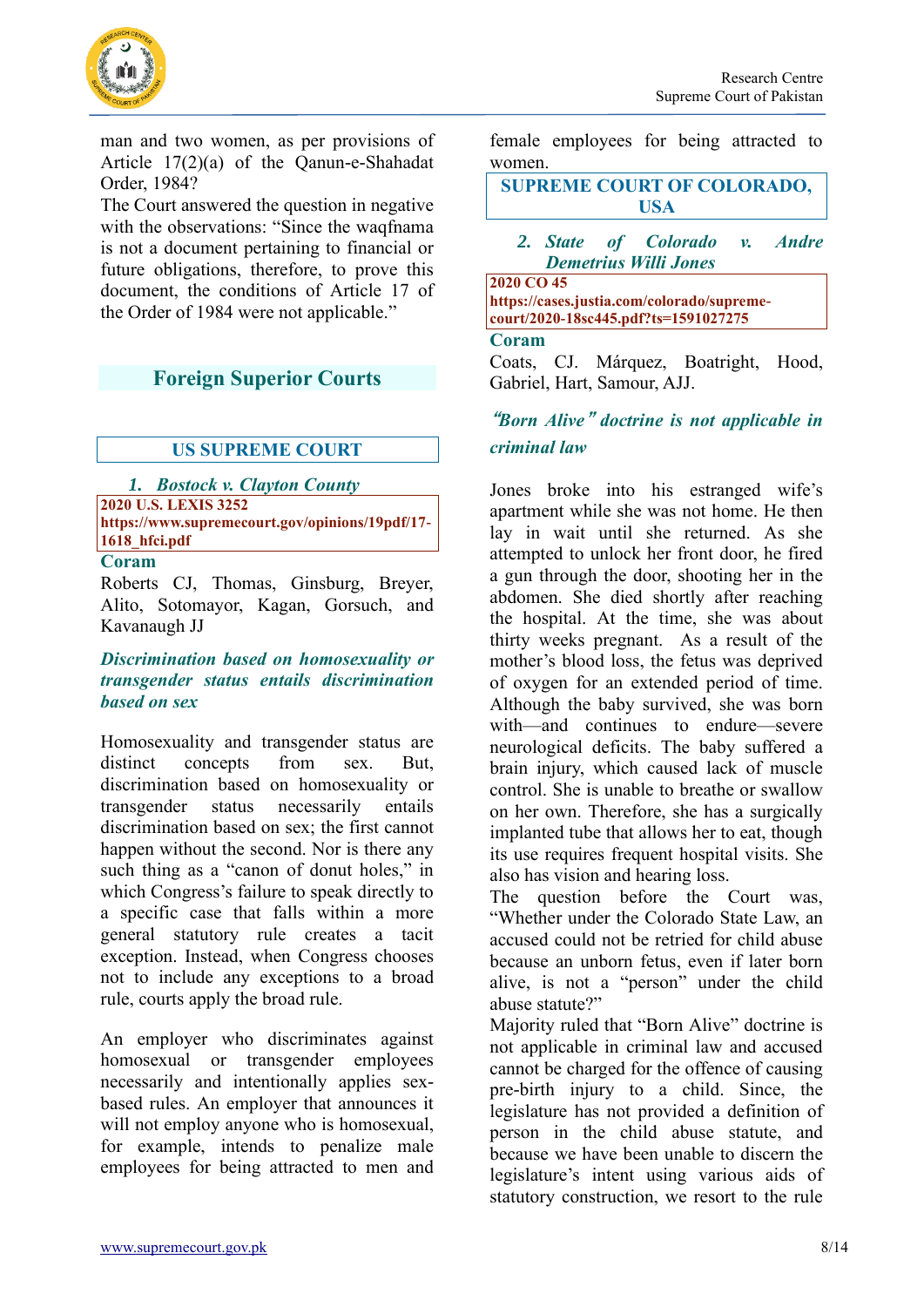man and two women, as per provisions of Article 17(2)(a) of the Qanun-e-Shahadat Order, 1984?

The Court answered the question in negative with the observations: "Since the waqfnama is not a document pertaining to financial or future obligations, therefore, to prove this document, the conditions of Article 17 of the Order of 1984 were not applicable."

## Foreign Superior Courts

### US SUPREME COURT

#### 1. *Bostock v. Clayton County*

**2020 U.S. LEXIS 3252**
**https://www.supremecourt.gov/opinions/19pdf/17-1618_hfci.pdf**

**Coram**

Roberts CJ, Thomas, Ginsburg, Breyer, Alito, Sotomayor, Kagan, Gorsuch, and Kavanaugh JJ

***Discrimination based on homosexuality or transgender status entails discrimination based on sex***

Homosexuality and transgender status are distinct concepts from sex. But, discrimination based on homosexuality or transgender status necessarily entails discrimination based on sex; the first cannot happen without the second. Nor is there any such thing as a "canon of donut holes," in which Congress's failure to speak directly to a specific case that falls within a more general statutory rule creates a tacit exception. Instead, when Congress chooses not to include any exceptions to a broad rule, courts apply the broad rule.

An employer who discriminates against homosexual or transgender employees necessarily and intentionally applies sex-based rules. An employer that announces it will not employ anyone who is homosexual, for example, intends to penalize male employees for being attracted to men and female employees for being attracted to women.

### SUPREME COURT OF COLORADO, USA

#### 2. *State of Colorado v. Andre Demetrius Willi Jones*

**2020 CO 45**
**https://cases.justia.com/colorado/supreme-court/2020-18sc445.pdf?ts=1591027275**

**Coram**

Coats, CJ. Márquez, Boatright, Hood, Gabriel, Hart, Samour, AJJ.

***"Born Alive" doctrine is not applicable in criminal law***

Jones broke into his estranged wife's apartment while she was not home. He then lay in wait until she returned. As she attempted to unlock her front door, he fired a gun through the door, shooting her in the abdomen. She died shortly after reaching the hospital. At the time, she was about thirty weeks pregnant. As a result of the mother's blood loss, the fetus was deprived of oxygen for an extended period of time. Although the baby survived, she was born with—and continues to endure—severe neurological deficits. The baby suffered a brain injury, which caused lack of muscle control. She is unable to breathe or swallow on her own. Therefore, she has a surgically implanted tube that allows her to eat, though its use requires frequent hospital visits. She also has vision and hearing loss.

The question before the Court was, "Whether under the Colorado State Law, an accused could not be retried for child abuse because an unborn fetus, even if later born alive, is not a "person" under the child abuse statute?"

Majority ruled that "Born Alive" doctrine is not applicable in criminal law and accused cannot be charged for the offence of causing pre-birth injury to a child. Since, the legislature has not provided a definition of person in the child abuse statute, and because we have been unable to discern the legislature's intent using various aids of statutory construction, we resort to the rule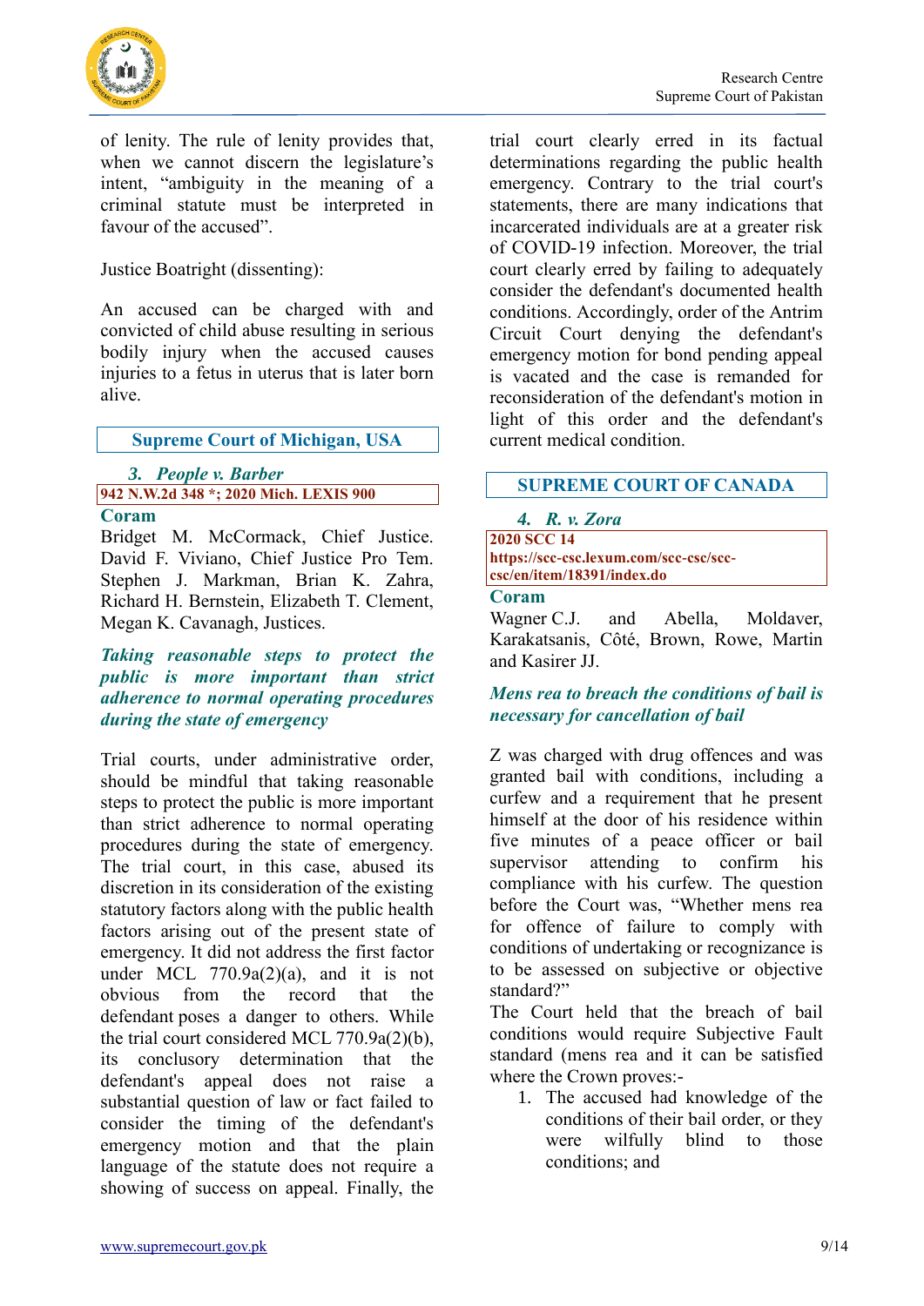of lenity. The rule of lenity provides that, when we cannot discern the legislature's intent, "ambiguity in the meaning of a criminal statute must be interpreted in favour of the accused".

Justice Boatright (dissenting):

An accused can be charged with and convicted of child abuse resulting in serious bodily injury when the accused causes injuries to a fetus in uterus that is later born alive.

## Supreme Court of Michigan, USA

### 3. *People v. Barber*

**942 N.W.2d 348 *; 2020 Mich. LEXIS 900**

**Coram**

Bridget M. McCormack, Chief Justice. David F. Viviano, Chief Justice Pro Tem. Stephen J. Markman, Brian K. Zahra, Richard H. Bernstein, Elizabeth T. Clement, Megan K. Cavanagh, Justices.

***Taking reasonable steps to protect the public is more important than strict adherence to normal operating procedures during the state of emergency***

Trial courts, under administrative order, should be mindful that taking reasonable steps to protect the public is more important than strict adherence to normal operating procedures during the state of emergency. The trial court, in this case, abused its discretion in its consideration of the existing statutory factors along with the public health factors arising out of the present state of emergency. It did not address the first factor under MCL 770.9a(2)(a), and it is not obvious from the record that the defendant poses a danger to others. While the trial court considered MCL 770.9a(2)(b), its conclusory determination that the defendant's appeal does not raise a substantial question of law or fact failed to consider the timing of the defendant's emergency motion and that the plain language of the statute does not require a showing of success on appeal. Finally, the trial court clearly erred in its factual determinations regarding the public health emergency. Contrary to the trial court's statements, there are many indications that incarcerated individuals are at a greater risk of COVID-19 infection. Moreover, the trial court clearly erred by failing to adequately consider the defendant's documented health conditions. Accordingly, order of the Antrim Circuit Court denying the defendant's emergency motion for bond pending appeal is vacated and the case is remanded for reconsideration of the defendant's motion in light of this order and the defendant's current medical condition.

## SUPREME COURT OF CANADA

### 4. *R. v. Zora*

**2020 SCC 14**
**https://scc-csc.lexum.com/scc-csc/scc-csc/en/item/18391/index.do**

**Coram**

Wagner C.J. and Abella, Moldaver, Karakatsanis, Côté, Brown, Rowe, Martin and Kasirer JJ.

***Mens rea to breach the conditions of bail is necessary for cancellation of bail***

Z was charged with drug offences and was granted bail with conditions, including a curfew and a requirement that he present himself at the door of his residence within five minutes of a peace officer or bail supervisor attending to confirm his compliance with his curfew. The question before the Court was, "Whether mens rea for offence of failure to comply with conditions of undertaking or recognizance is to be assessed on subjective or objective standard?"

The Court held that the breach of bail conditions would require Subjective Fault standard (mens rea and it can be satisfied where the Crown proves:-

1. The accused had knowledge of the conditions of their bail order, or they were wilfully blind to those conditions; and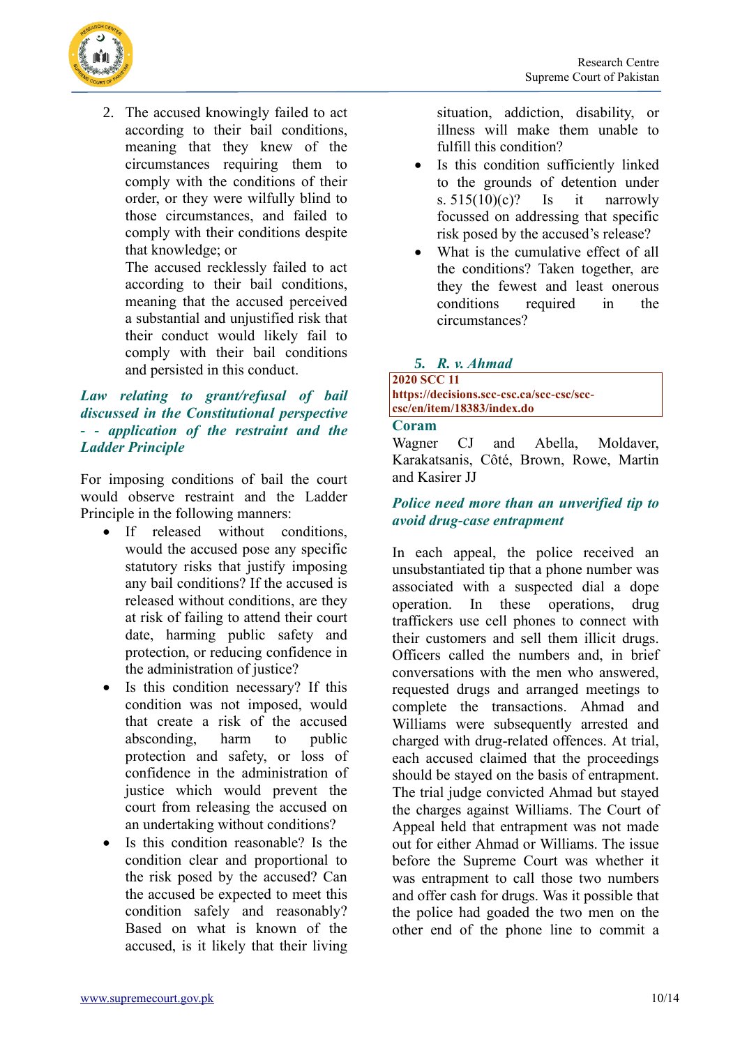2. The accused knowingly failed to act according to their bail conditions, meaning that they knew of the circumstances requiring them to comply with the conditions of their order, or they were wilfully blind to those circumstances, and failed to comply with their conditions despite that knowledge; or

   The accused recklessly failed to act according to their bail conditions, meaning that the accused perceived a substantial and unjustified risk that their conduct would likely fail to comply with their bail conditions and persisted in this conduct.

### *Law relating to grant/refusal of bail discussed in the Constitutional perspective - - application of the restraint and the Ladder Principle*

For imposing conditions of bail the court would observe restraint and the Ladder Principle in the following manners:

- If released without conditions, would the accused pose any specific statutory risks that justify imposing any bail conditions? If the accused is released without conditions, are they at risk of failing to attend their court date, harming public safety and protection, or reducing confidence in the administration of justice?
- Is this condition necessary? If this condition was not imposed, would that create a risk of the accused absconding, harm to public protection and safety, or loss of confidence in the administration of justice which would prevent the court from releasing the accused on an undertaking without conditions?
- Is this condition reasonable? Is the condition clear and proportional to the risk posed by the accused? Can the accused be expected to meet this condition safely and reasonably? Based on what is known of the accused, is it likely that their living situation, addiction, disability, or illness will make them unable to fulfill this condition?
- Is this condition sufficiently linked to the grounds of detention under s. 515(10)(c)? Is it narrowly focussed on addressing that specific risk posed by the accused's release?
- What is the cumulative effect of all the conditions? Taken together, are they the fewest and least onerous conditions required in the circumstances?

## *5. R. v. Ahmad*

**2020 SCC 11**
**https://decisions.scc-csc.ca/scc-csc/scc-csc/en/item/18383/index.do**

**Coram**

Wagner CJ and Abella, Moldaver, Karakatsanis, Côté, Brown, Rowe, Martin and Kasirer JJ

### *Police need more than an unverified tip to avoid drug-case entrapment*

In each appeal, the police received an unsubstantiated tip that a phone number was associated with a suspected dial a dope operation. In these operations, drug traffickers use cell phones to connect with their customers and sell them illicit drugs. Officers called the numbers and, in brief conversations with the men who answered, requested drugs and arranged meetings to complete the transactions. Ahmad and Williams were subsequently arrested and charged with drug-related offences. At trial, each accused claimed that the proceedings should be stayed on the basis of entrapment. The trial judge convicted Ahmad but stayed the charges against Williams. The Court of Appeal held that entrapment was not made out for either Ahmad or Williams. The issue before the Supreme Court was whether it was entrapment to call those two numbers and offer cash for drugs. Was it possible that the police had goaded the two men on the other end of the phone line to commit a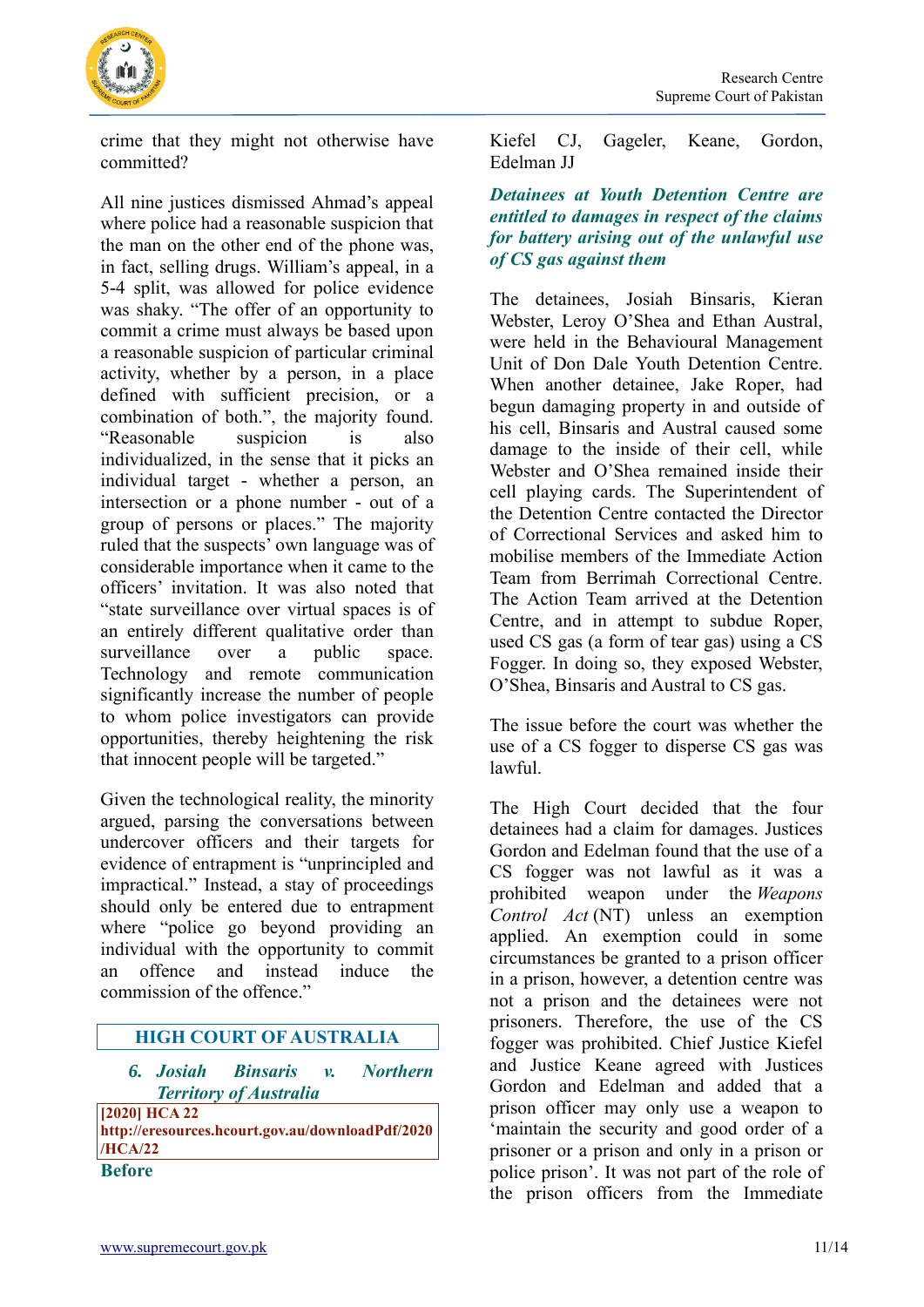crime that they might not otherwise have committed?

All nine justices dismissed Ahmad's appeal where police had a reasonable suspicion that the man on the other end of the phone was, in fact, selling drugs. William's appeal, in a 5-4 split, was allowed for police evidence was shaky. "The offer of an opportunity to commit a crime must always be based upon a reasonable suspicion of particular criminal activity, whether by a person, in a place defined with sufficient precision, or a combination of both.", the majority found. "Reasonable suspicion is also individualized, in the sense that it picks an individual target - whether a person, an intersection or a phone number - out of a group of persons or places." The majority ruled that the suspects' own language was of considerable importance when it came to the officers' invitation. It was also noted that "state surveillance over virtual spaces is of an entirely different qualitative order than surveillance over a public space. Technology and remote communication significantly increase the number of people to whom police investigators can provide opportunities, thereby heightening the risk that innocent people will be targeted."

Given the technological reality, the minority argued, parsing the conversations between undercover officers and their targets for evidence of entrapment is "unprincipled and impractical." Instead, a stay of proceedings should only be entered due to entrapment where "police go beyond providing an individual with the opportunity to commit an offence and instead induce the commission of the offence."

## HIGH COURT OF AUSTRALIA

### 6. *Josiah Binsaris v. Northern Territory of Australia*

**[2020] HCA 22**
**http://eresources.hcourt.gov.au/downloadPdf/2020/HCA/22**

**Before**

Kiefel CJ, Gageler, Keane, Gordon, Edelman JJ

***Detainees at Youth Detention Centre are entitled to damages in respect of the claims for battery arising out of the unlawful use of CS gas against them***

The detainees, Josiah Binsaris, Kieran Webster, Leroy O'Shea and Ethan Austral, were held in the Behavioural Management Unit of Don Dale Youth Detention Centre. When another detainee, Jake Roper, had begun damaging property in and outside of his cell, Binsaris and Austral caused some damage to the inside of their cell, while Webster and O'Shea remained inside their cell playing cards. The Superintendent of the Detention Centre contacted the Director of Correctional Services and asked him to mobilise members of the Immediate Action Team from Berrimah Correctional Centre. The Action Team arrived at the Detention Centre, and in attempt to subdue Roper, used CS gas (a form of tear gas) using a CS Fogger. In doing so, they exposed Webster, O'Shea, Binsaris and Austral to CS gas.

The issue before the court was whether the use of a CS fogger to disperse CS gas was lawful.

The High Court decided that the four detainees had a claim for damages. Justices Gordon and Edelman found that the use of a CS fogger was not lawful as it was a prohibited weapon under the *Weapons Control Act* (NT) unless an exemption applied. An exemption could in some circumstances be granted to a prison officer in a prison, however, a detention centre was not a prison and the detainees were not prisoners. Therefore, the use of the CS fogger was prohibited. Chief Justice Kiefel and Justice Keane agreed with Justices Gordon and Edelman and added that a prison officer may only use a weapon to 'maintain the security and good order of a prisoner or a prison and only in a prison or police prison'. It was not part of the role of the prison officers from the Immediate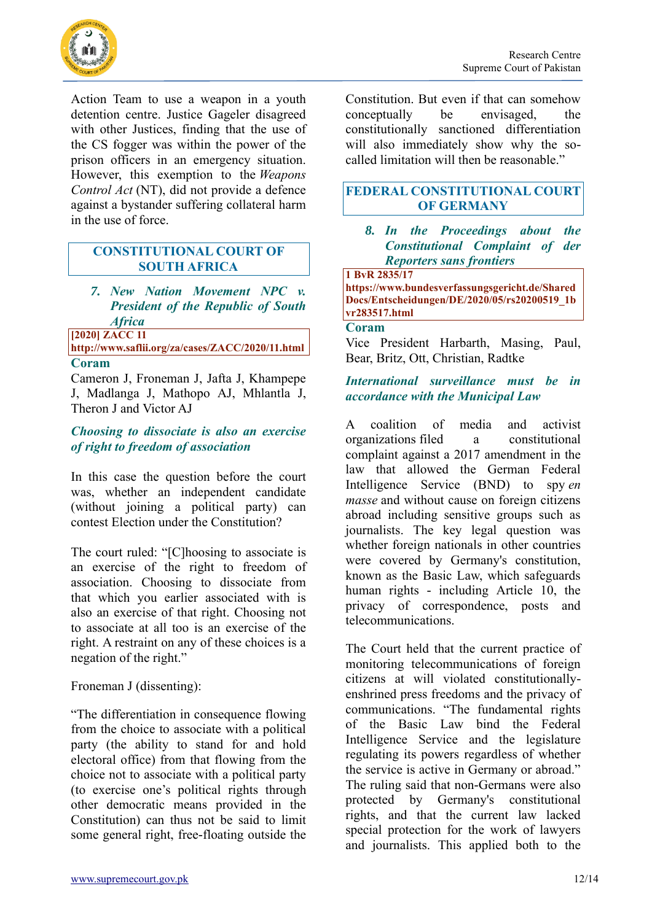Action Team to use a weapon in a youth detention centre. Justice Gageler disagreed with other Justices, finding that the use of the CS fogger was within the power of the prison officers in an emergency situation. However, this exemption to the *Weapons Control Act* (NT), did not provide a defence against a bystander suffering collateral harm in the use of force.

## CONSTITUTIONAL COURT OF SOUTH AFRICA

### *7. New Nation Movement NPC v. President of the Republic of South Africa*

**[2020] ZACC 11**
**http://www.saflii.org/za/cases/ZACC/2020/11.html**

**Coram**

Cameron J, Froneman J, Jafta J, Khampepe J, Madlanga J, Mathopo AJ, Mhlantla J, Theron J and Victor AJ

***Choosing to dissociate is also an exercise of right to freedom of association***

In this case the question before the court was, whether an independent candidate (without joining a political party) can contest Election under the Constitution?

The court ruled: "[C]hoosing to associate is an exercise of the right to freedom of association. Choosing to dissociate from that which you earlier associated with is also an exercise of that right. Choosing not to associate at all too is an exercise of the right. A restraint on any of these choices is a negation of the right."

Froneman J (dissenting):

"The differentiation in consequence flowing from the choice to associate with a political party (the ability to stand for and hold electoral office) from that flowing from the choice not to associate with a political party (to exercise one's political rights through other democratic means provided in the Constitution) can thus not be said to limit some general right, free-floating outside the Constitution. But even if that can somehow conceptually be envisaged, the constitutionally sanctioned differentiation will also immediately show why the so-called limitation will then be reasonable."

## FEDERAL CONSTITUTIONAL COURT OF GERMANY

### *8. In the Proceedings about the Constitutional Complaint of der Reporters sans frontiers*

**1 BvR 2835/17**
**https://www.bundesverfassungsgericht.de/SharedDocs/Entscheidungen/DE/2020/05/rs20200519_1bvr283517.html**

**Coram**

Vice President Harbarth, Masing, Paul, Bear, Britz, Ott, Christian, Radtke

***International surveillance must be in accordance with the Municipal Law***

A coalition of media and activist organizations filed a constitutional complaint against a 2017 amendment in the law that allowed the German Federal Intelligence Service (BND) to spy *en masse* and without cause on foreign citizens abroad including sensitive groups such as journalists. The key legal question was whether foreign nationals in other countries were covered by Germany's constitution, known as the Basic Law, which safeguards human rights - including Article 10, the privacy of correspondence, posts and telecommunications.

The Court held that the current practice of monitoring telecommunications of foreign citizens at will violated constitutionally-enshrined press freedoms and the privacy of communications. "The fundamental rights of the Basic Law bind the Federal Intelligence Service and the legislature regulating its powers regardless of whether the service is active in Germany or abroad." The ruling said that non-Germans were also protected by Germany's constitutional rights, and that the current law lacked special protection for the work of lawyers and journalists. This applied both to the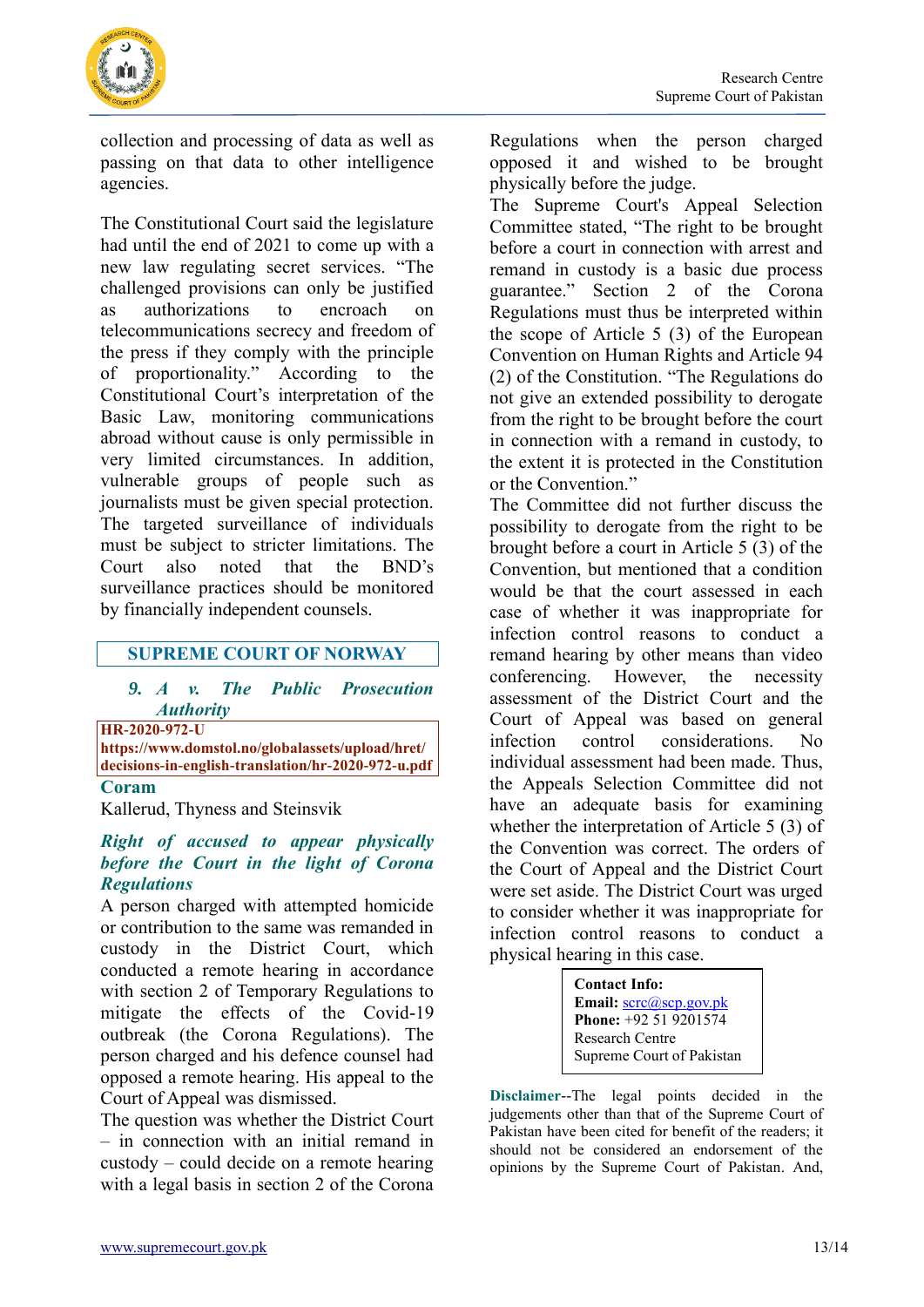collection and processing of data as well as passing on that data to other intelligence agencies.

The Constitutional Court said the legislature had until the end of 2021 to come up with a new law regulating secret services. "The challenged provisions can only be justified as authorizations to encroach on telecommunications secrecy and freedom of the press if they comply with the principle of proportionality." According to the Constitutional Court's interpretation of the Basic Law, monitoring communications abroad without cause is only permissible in very limited circumstances. In addition, vulnerable groups of people such as journalists must be given special protection. The targeted surveillance of individuals must be subject to stricter limitations. The Court also noted that the BND's surveillance practices should be monitored by financially independent counsels.

## SUPREME COURT OF NORWAY

### *9. A v. The Public Prosecution Authority*

**HR-2020-972-U**
**https://www.domstol.no/globalassets/upload/hret/decisions-in-english-translation/hr-2020-972-u.pdf**

**Coram**
Kallerud, Thyness and Steinsvik

***Right of accused to appear physically before the Court in the light of Corona Regulations***

A person charged with attempted homicide or contribution to the same was remanded in custody in the District Court, which conducted a remote hearing in accordance with section 2 of Temporary Regulations to mitigate the effects of the Covid-19 outbreak (the Corona Regulations). The person charged and his defence counsel had opposed a remote hearing. His appeal to the Court of Appeal was dismissed.

The question was whether the District Court – in connection with an initial remand in custody – could decide on a remote hearing with a legal basis in section 2 of the Corona Regulations when the person charged opposed it and wished to be brought physically before the judge.

The Supreme Court's Appeal Selection Committee stated, "The right to be brought before a court in connection with arrest and remand in custody is a basic due process guarantee." Section 2 of the Corona Regulations must thus be interpreted within the scope of Article 5 (3) of the European Convention on Human Rights and Article 94 (2) of the Constitution. "The Regulations do not give an extended possibility to derogate from the right to be brought before the court in connection with a remand in custody, to the extent it is protected in the Constitution or the Convention."

The Committee did not further discuss the possibility to derogate from the right to be brought before a court in Article 5 (3) of the Convention, but mentioned that a condition would be that the court assessed in each case of whether it was inappropriate for infection control reasons to conduct a remand hearing by other means than video conferencing. However, the necessity assessment of the District Court and the Court of Appeal was based on general infection control considerations. No individual assessment had been made. Thus, the Appeals Selection Committee did not have an adequate basis for examining whether the interpretation of Article 5 (3) of the Convention was correct. The orders of the Court of Appeal and the District Court were set aside. The District Court was urged to consider whether it was inappropriate for infection control reasons to conduct a physical hearing in this case.

**Contact Info:**
**Email:** scrc@scp.gov.pk
**Phone:** +92 51 9201574
Research Centre
Supreme Court of Pakistan

**Disclaimer**--The legal points decided in the judgements other than that of the Supreme Court of Pakistan have been cited for benefit of the readers; it should not be considered an endorsement of the opinions by the Supreme Court of Pakistan. And,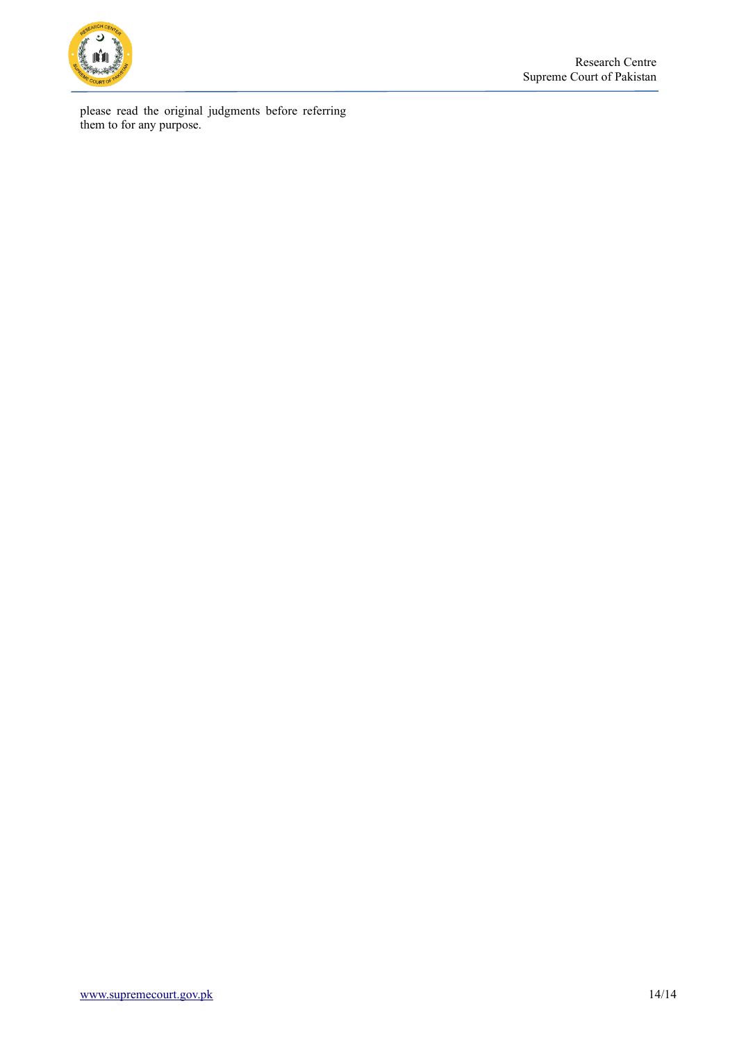please read the original judgments before referring them to for any purpose.